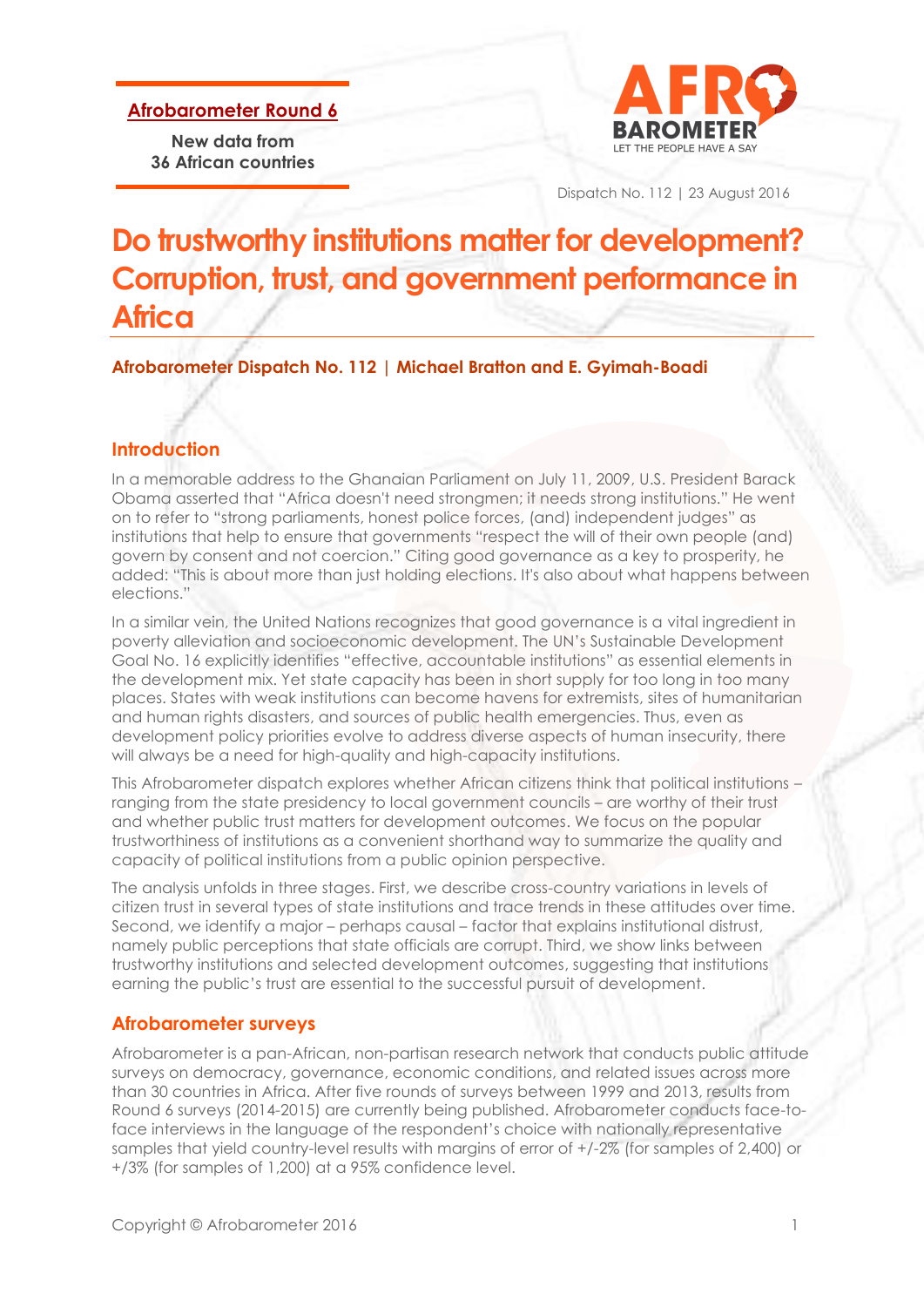**Afrobarometer Round 6**

**New data from 36 African countries**

Dispatch No. 112 | 23 August 2016

# Do trustworthy institutions matter for development? Corruption, trust, and government performance in Africa

**Afrobarometer Dispatch No. 112 | Michael Bratton and E. Gyimah-Boadi**

## Introduction

In a memorable address to the Ghanaian Parliament on July 11, 2009, U.S. President Barack Obama asserted that "Africa doesn't need strongmen; it needs strong institutions." He went on to refer to "strong parliaments, honest police forces, (and) independent judges" as institutions that help to ensure that governments "respect the will of their own people (and) govern by consent and not coercion." Citing good governance as a key to prosperity, he added: "This is about more than just holding elections. It's also about what happens between elections."

In a similar vein, the United Nations recognizes that good governance is a vital ingredient in poverty alleviation and socioeconomic development. The UN's Sustainable Development Goal No. 16 explicitly identifies "effective, accountable institutions" as essential elements in the development mix. Yet state capacity has been in short supply for too long in too many places. States with weak institutions can become havens for extremists, sites of humanitarian and human rights disasters, and sources of public health emergencies. Thus, even as development policy priorities evolve to address diverse aspects of human insecurity, there will always be a need for high-quality and high-capacity institutions.

This Afrobarometer dispatch explores whether African citizens think that political institutions – ranging from the state presidency to local government councils – are worthy of their trust and whether public trust matters for development outcomes. We focus on the popular trustworthiness of institutions as a convenient shorthand way to summarize the quality and capacity of political institutions from a public opinion perspective.

The analysis unfolds in three stages. First, we describe cross-country variations in levels of citizen trust in several types of state institutions and trace trends in these attitudes over time. Second, we identify a major – perhaps causal – factor that explains institutional distrust, namely public perceptions that state officials are corrupt. Third, we show links between trustworthy institutions and selected development outcomes, suggesting that institutions earning the public's trust are essential to the successful pursuit of development.

## Afrobarometer surveys

Afrobarometer is a pan-African, non-partisan research network that conducts public attitude surveys on democracy, governance, economic conditions, and related issues across more than 30 countries in Africa. After five rounds of surveys between 1999 and 2013, results from Round 6 surveys (2014-2015) are currently being published. Afrobarometer conducts face-to-face interviews in the language of the respondent's choice with nationally representative samples that yield country-level results with margins of error of +/-2% (for samples of 2,400) or +/3% (for samples of 1,200) at a 95% confidence level.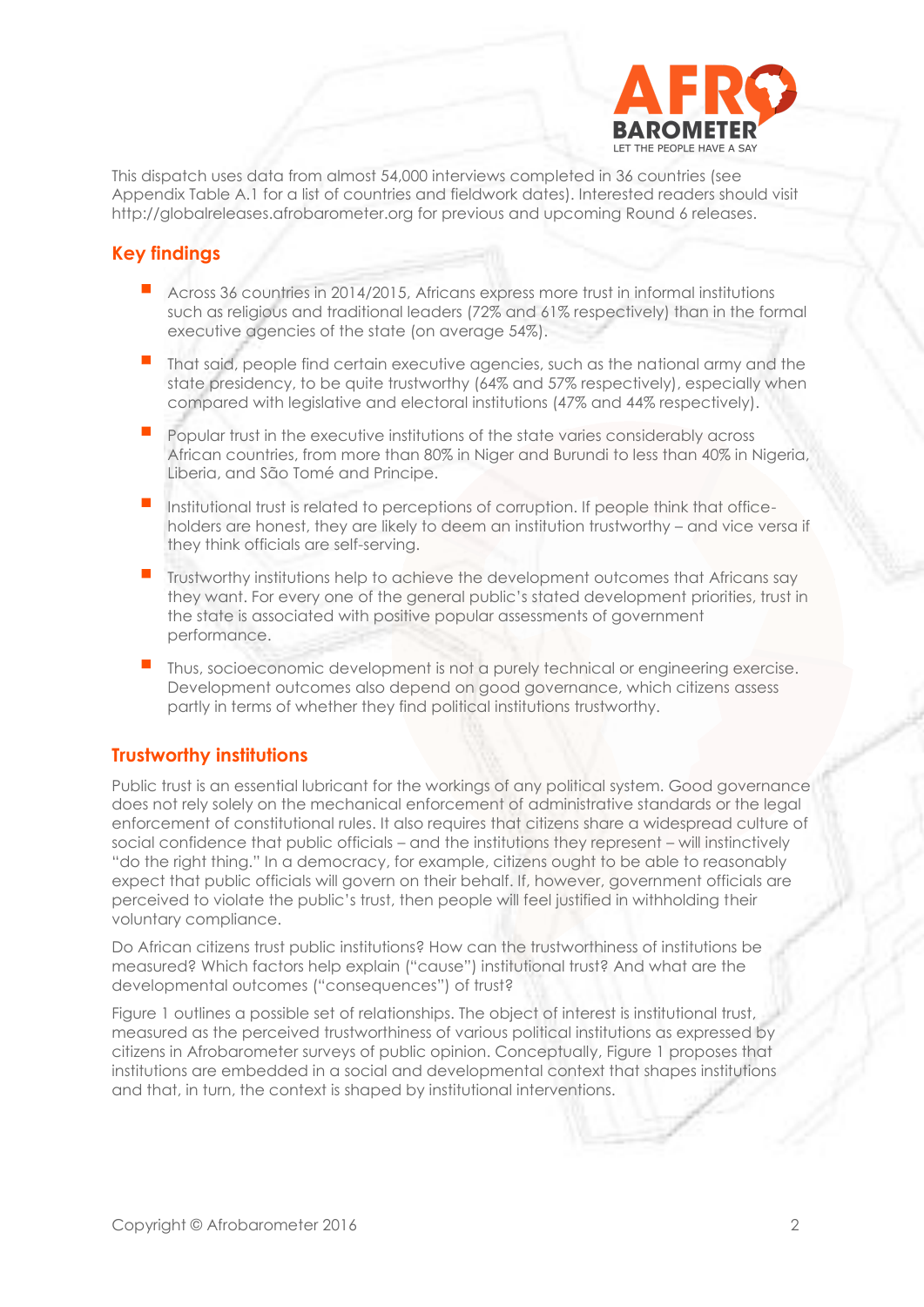This dispatch uses data from almost 54,000 interviews completed in 36 countries (see Appendix Table A.1 for a list of countries and fieldwork dates). Interested readers should visit http://globalreleases.afrobarometer.org for previous and upcoming Round 6 releases.

## Key findings

- Across 36 countries in 2014/2015, Africans express more trust in informal institutions such as religious and traditional leaders (72% and 61% respectively) than in the formal executive agencies of the state (on average 54%).
- That said, people find certain executive agencies, such as the national army and the state presidency, to be quite trustworthy (64% and 57% respectively), especially when compared with legislative and electoral institutions (47% and 44% respectively).
- Popular trust in the executive institutions of the state varies considerably across African countries, from more than 80% in Niger and Burundi to less than 40% in Nigeria, Liberia, and São Tomé and Principe.
- Institutional trust is related to perceptions of corruption. If people think that office-holders are honest, they are likely to deem an institution trustworthy – and vice versa if they think officials are self-serving.
- Trustworthy institutions help to achieve the development outcomes that Africans say they want. For every one of the general public's stated development priorities, trust in the state is associated with positive popular assessments of government performance.
- Thus, socioeconomic development is not a purely technical or engineering exercise. Development outcomes also depend on good governance, which citizens assess partly in terms of whether they find political institutions trustworthy.

## Trustworthy institutions

Public trust is an essential lubricant for the workings of any political system. Good governance does not rely solely on the mechanical enforcement of administrative standards or the legal enforcement of constitutional rules. It also requires that citizens share a widespread culture of social confidence that public officials – and the institutions they represent – will instinctively "do the right thing." In a democracy, for example, citizens ought to be able to reasonably expect that public officials will govern on their behalf. If, however, government officials are perceived to violate the public's trust, then people will feel justified in withholding their voluntary compliance.

Do African citizens trust public institutions? How can the trustworthiness of institutions be measured? Which factors help explain ("cause") institutional trust? And what are the developmental outcomes ("consequences") of trust?

Figure 1 outlines a possible set of relationships. The object of interest is institutional trust, measured as the perceived trustworthiness of various political institutions as expressed by citizens in Afrobarometer surveys of public opinion. Conceptually, Figure 1 proposes that institutions are embedded in a social and developmental context that shapes institutions and that, in turn, the context is shaped by institutional interventions.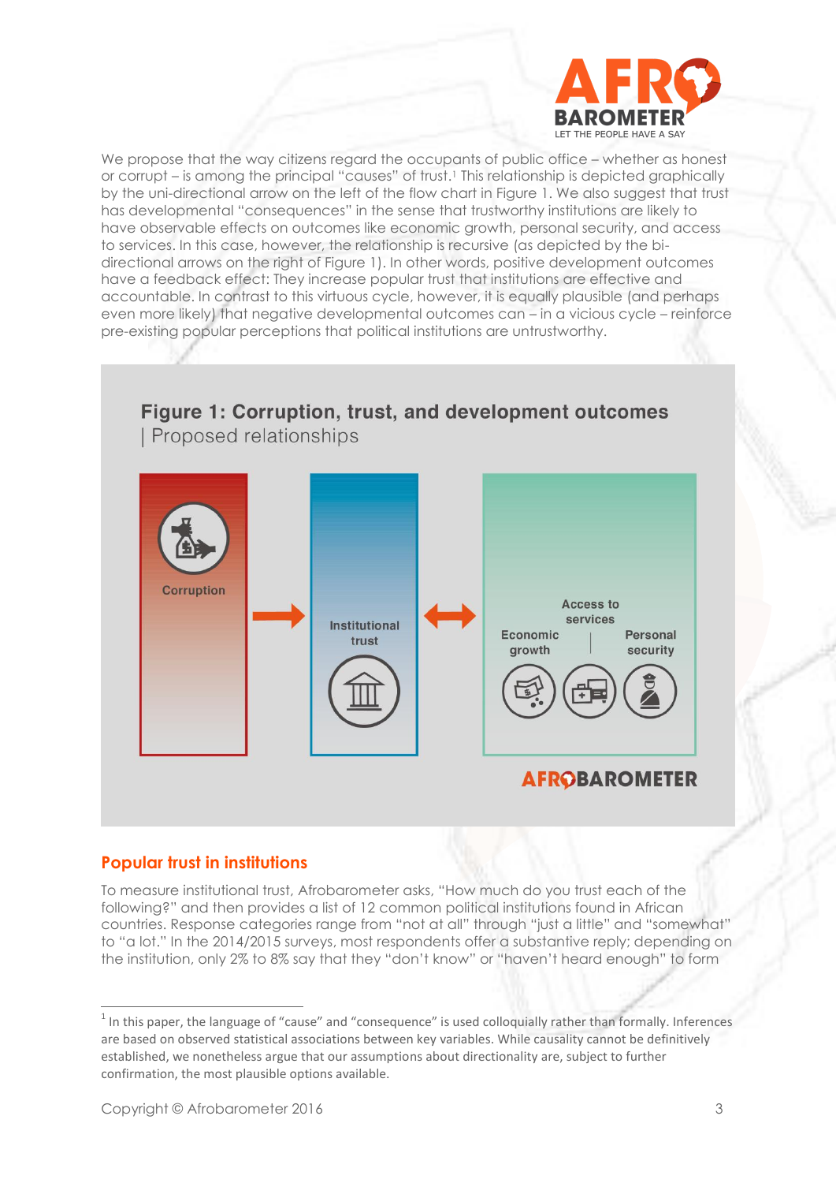We propose that the way citizens regard the occupants of public office – whether as honest or corrupt – is among the principal "causes" of trust.[1] This relationship is depicted graphically by the uni-directional arrow on the left of the flow chart in Figure 1. We also suggest that trust has developmental "consequences" in the sense that trustworthy institutions are likely to have observable effects on outcomes like economic growth, personal security, and access to services. In this case, however, the relationship is recursive (as depicted by the bi-directional arrows on the right of Figure 1). In other words, positive development outcomes have a feedback effect: They increase popular trust that institutions are effective and accountable. In contrast to this virtuous cycle, however, it is equally plausible (and perhaps even more likely) that negative developmental outcomes can – in a vicious cycle – reinforce pre-existing popular perceptions that political institutions are untrustworthy.

**Figure 1: Corruption, trust, and development outcomes** | Proposed relationships

Corruption → Institutional trust ↔ Access to services | Economic growth | Personal security

AFROBAROMETER

## Popular trust in institutions

To measure institutional trust, Afrobarometer asks, "How much do you trust each of the following?" and then provides a list of 12 common political institutions found in African countries. Response categories range from "not at all" through "just a little" and "somewhat" to "a lot." In the 2014/2015 surveys, most respondents offer a substantive reply; depending on the institution, only 2% to 8% say that they "don't know" or "haven't heard enough" to form

[1] In this paper, the language of "cause" and "consequence" is used colloquially rather than formally. Inferences are based on observed statistical associations between key variables. While causality cannot be definitively established, we nonetheless argue that our assumptions about directionality are, subject to further confirmation, the most plausible options available.

Copyright © Afrobarometer 2016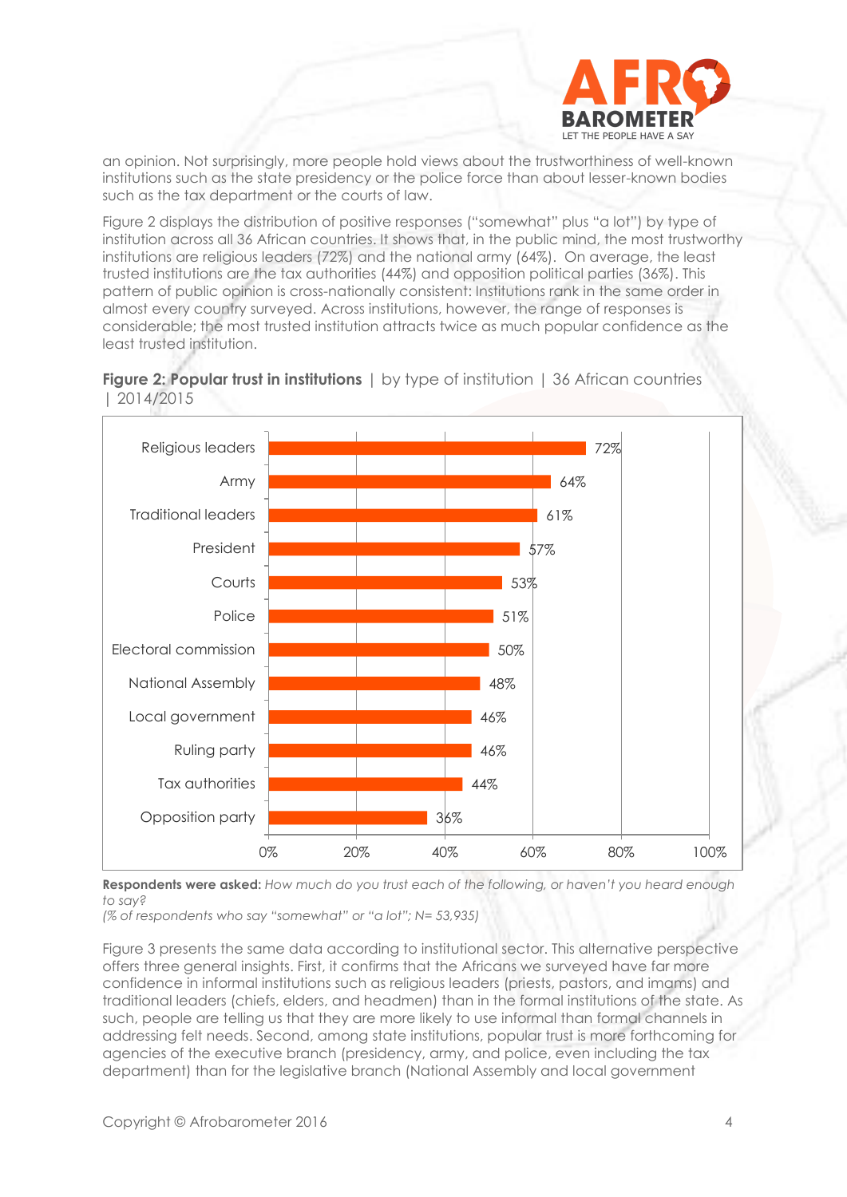an opinion. Not surprisingly, more people hold views about the trustworthiness of well-known institutions such as the state presidency or the police force than about lesser-known bodies such as the tax department or the courts of law.

Figure 2 displays the distribution of positive responses ("somewhat" plus "a lot") by type of institution across all 36 African countries. It shows that, in the public mind, the most trustworthy institutions are religious leaders (72%) and the national army (64%). On average, the least trusted institutions are the tax authorities (44%) and opposition political parties (36%). This pattern of public opinion is cross-nationally consistent: Institutions rank in the same order in almost every country surveyed. Across institutions, however, the range of responses is considerable; the most trusted institution attracts twice as much popular confidence as the least trusted institution.

**Figure 2: Popular trust in institutions** | by type of institution | 36 African countries | 2014/2015

| Institution | % |
|---|---|
| Religious leaders | 72% |
| Army | 64% |
| Traditional leaders | 61% |
| President | 57% |
| Courts | 53% |
| Police | 51% |
| Electoral commission | 50% |
| National Assembly | 48% |
| Local government | 46% |
| Ruling party | 46% |
| Tax authorities | 44% |
| Opposition party | 36% |

**Respondents were asked:** *How much do you trust each of the following, or haven't you heard enough to say?*
*(% of respondents who say "somewhat" or "a lot"; N= 53,935)*

Figure 3 presents the same data according to institutional sector. This alternative perspective offers three general insights. First, it confirms that the Africans we surveyed have far more confidence in informal institutions such as religious leaders (priests, pastors, and imams) and traditional leaders (chiefs, elders, and headmen) than in the formal institutions of the state. As such, people are telling us that they are more likely to use informal than formal channels in addressing felt needs. Second, among state institutions, popular trust is more forthcoming for agencies of the executive branch (presidency, army, and police, even including the tax department) than for the legislative branch (National Assembly and local government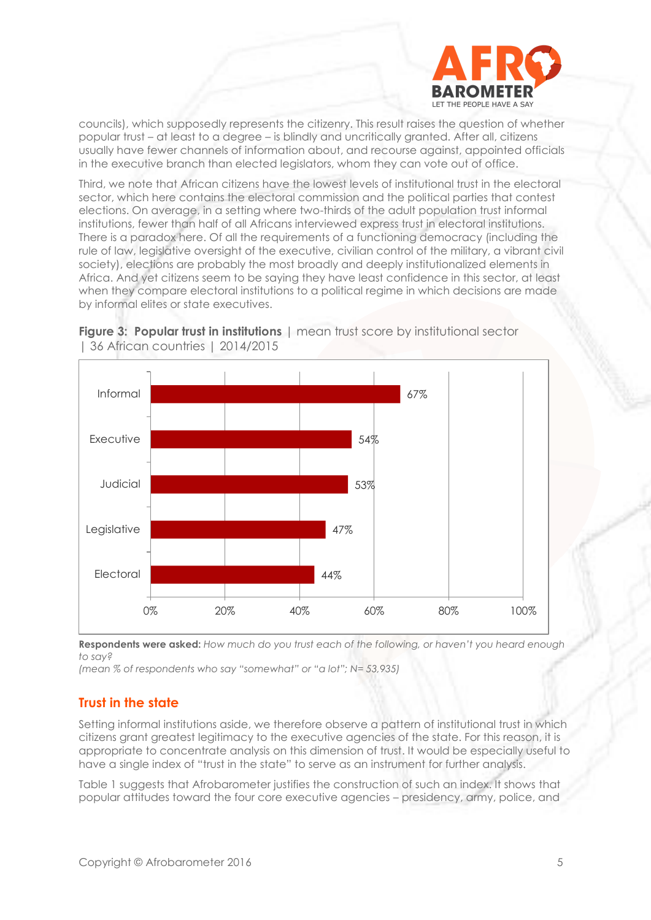councils), which supposedly represents the citizenry. This result raises the question of whether popular trust – at least to a degree – is blindly and uncritically granted. After all, citizens usually have fewer channels of information about, and recourse against, appointed officials in the executive branch than elected legislators, whom they can vote out of office.

Third, we note that African citizens have the lowest levels of institutional trust in the electoral sector, which here contains the electoral commission and the political parties that contest elections. On average, in a setting where two-thirds of the adult population trust informal institutions, fewer than half of all Africans interviewed express trust in electoral institutions. There is a paradox here. Of all the requirements of a functioning democracy (including the rule of law, legislative oversight of the executive, civilian control of the military, a vibrant civil society), elections are probably the most broadly and deeply institutionalized elements in Africa. And yet citizens seem to be saying they have least confidence in this sector, at least when they compare electoral institutions to a political regime in which decisions are made by informal elites or state executives.

**Figure 3: Popular trust in institutions** | mean trust score by institutional sector | 36 African countries | 2014/2015

| Sector | Mean trust |
|---|---|
| Informal | 67% |
| Executive | 54% |
| Judicial | 53% |
| Legislative | 47% |
| Electoral | 44% |

**Respondents were asked:** *How much do you trust each of the following, or haven't you heard enough to say?*
*(mean % of respondents who say "somewhat" or "a lot"; N= 53,935)*

## Trust in the state

Setting informal institutions aside, we therefore observe a pattern of institutional trust in which citizens grant greatest legitimacy to the executive agencies of the state. For this reason, it is appropriate to concentrate analysis on this dimension of trust. It would be especially useful to have a single index of "trust in the state" to serve as an instrument for further analysis.

Table 1 suggests that Afrobarometer justifies the construction of such an index. It shows that popular attitudes toward the four core executive agencies – presidency, army, police, and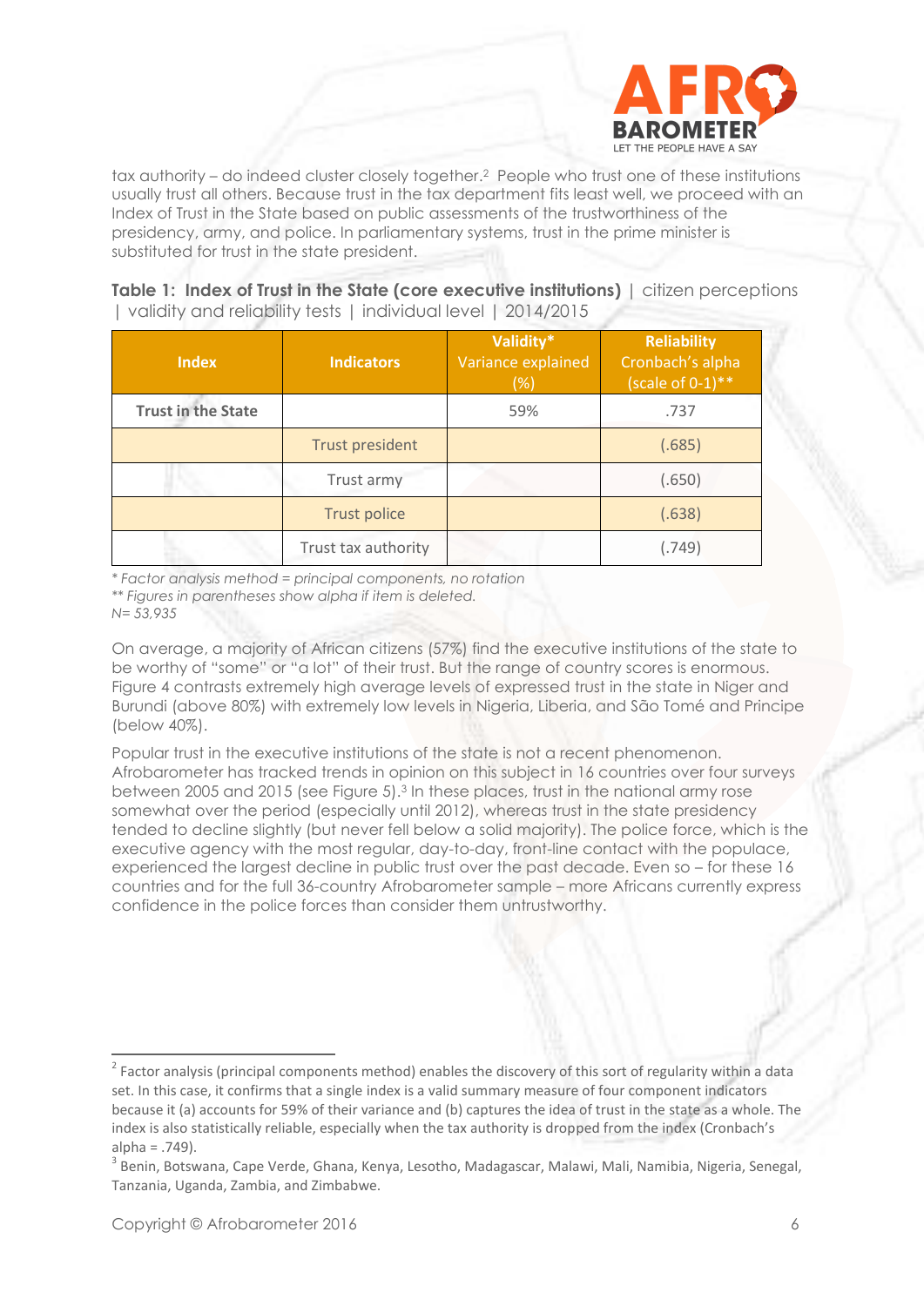tax authority – do indeed cluster closely together.[2] People who trust one of these institutions usually trust all others. Because trust in the tax department fits least well, we proceed with an Index of Trust in the State based on public assessments of the trustworthiness of the presidency, army, and police. In parliamentary systems, trust in the prime minister is substituted for trust in the state president.

**Table 1: Index of Trust in the State (core executive institutions)** | citizen perceptions | validity and reliability tests | individual level | 2014/2015

| Index | Indicators | Validity* Variance explained (%) | Reliability Cronbach's alpha (scale of 0-1)** |
|---|---|---|---|
| **Trust in the State** | | 59% | .737 |
| | Trust president | | (.685) |
| | Trust army | | (.650) |
| | Trust police | | (.638) |
| | Trust tax authority | | (.749) |

*\* Factor analysis method = principal components, no rotation*

*\*\* Figures in parentheses show alpha if item is deleted.*

*N= 53,935*

On average, a majority of African citizens (57%) find the executive institutions of the state to be worthy of "some" or "a lot" of their trust. But the range of country scores is enormous. Figure 4 contrasts extremely high average levels of expressed trust in the state in Niger and Burundi (above 80%) with extremely low levels in Nigeria, Liberia, and São Tomé and Principe (below 40%).

Popular trust in the executive institutions of the state is not a recent phenomenon. Afrobarometer has tracked trends in opinion on this subject in 16 countries over four surveys between 2005 and 2015 (see Figure 5).[3] In these places, trust in the national army rose somewhat over the period (especially until 2012), whereas trust in the state presidency tended to decline slightly (but never fell below a solid majority). The police force, which is the executive agency with the most regular, day-to-day, front-line contact with the populace, experienced the largest decline in public trust over the past decade. Even so – for these 16 countries and for the full 36-country Afrobarometer sample – more Africans currently express confidence in the police forces than consider them untrustworthy.

---

[2] Factor analysis (principal components method) enables the discovery of this sort of regularity within a data set. In this case, it confirms that a single index is a valid summary measure of four component indicators because it (a) accounts for 59% of their variance and (b) captures the idea of trust in the state as a whole. The index is also statistically reliable, especially when the tax authority is dropped from the index (Cronbach's alpha = .749).

[3] Benin, Botswana, Cape Verde, Ghana, Kenya, Lesotho, Madagascar, Malawi, Mali, Namibia, Nigeria, Senegal, Tanzania, Uganda, Zambia, and Zimbabwe.

Copyright © Afrobarometer 2016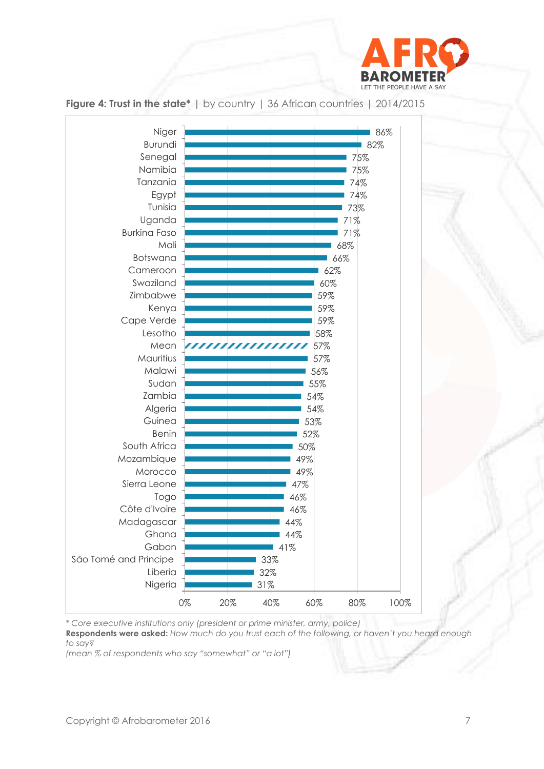**Figure 4: Trust in the state*** | by country | 36 African countries | 2014/2015

| Country | % |
|---|---|
| Niger | 86% |
| Burundi | 82% |
| Senegal | 75% |
| Namibia | 75% |
| Tanzania | 74% |
| Egypt | 74% |
| Tunisia | 73% |
| Uganda | 71% |
| Burkina Faso | 71% |
| Mali | 68% |
| Botswana | 66% |
| Cameroon | 62% |
| Swaziland | 60% |
| Zimbabwe | 59% |
| Kenya | 59% |
| Cape Verde | 59% |
| Lesotho | 58% |
| Mean | 57% |
| Mauritius | 57% |
| Malawi | 56% |
| Sudan | 55% |
| Zambia | 54% |
| Algeria | 54% |
| Guinea | 53% |
| Benin | 52% |
| South Africa | 50% |
| Mozambique | 49% |
| Morocco | 49% |
| Sierra Leone | 47% |
| Togo | 46% |
| Côte d'Ivoire | 46% |
| Madagascar | 44% |
| Ghana | 44% |
| Gabon | 41% |
| São Tomé and Principe | 33% |
| Liberia | 32% |
| Nigeria | 31% |

*\* Core executive institutions only (president or prime minister, army, police)*

**Respondents were asked:** *How much do you trust each of the following, or haven't you heard enough to say?*

*(mean % of respondents who say "somewhat" or "a lot")*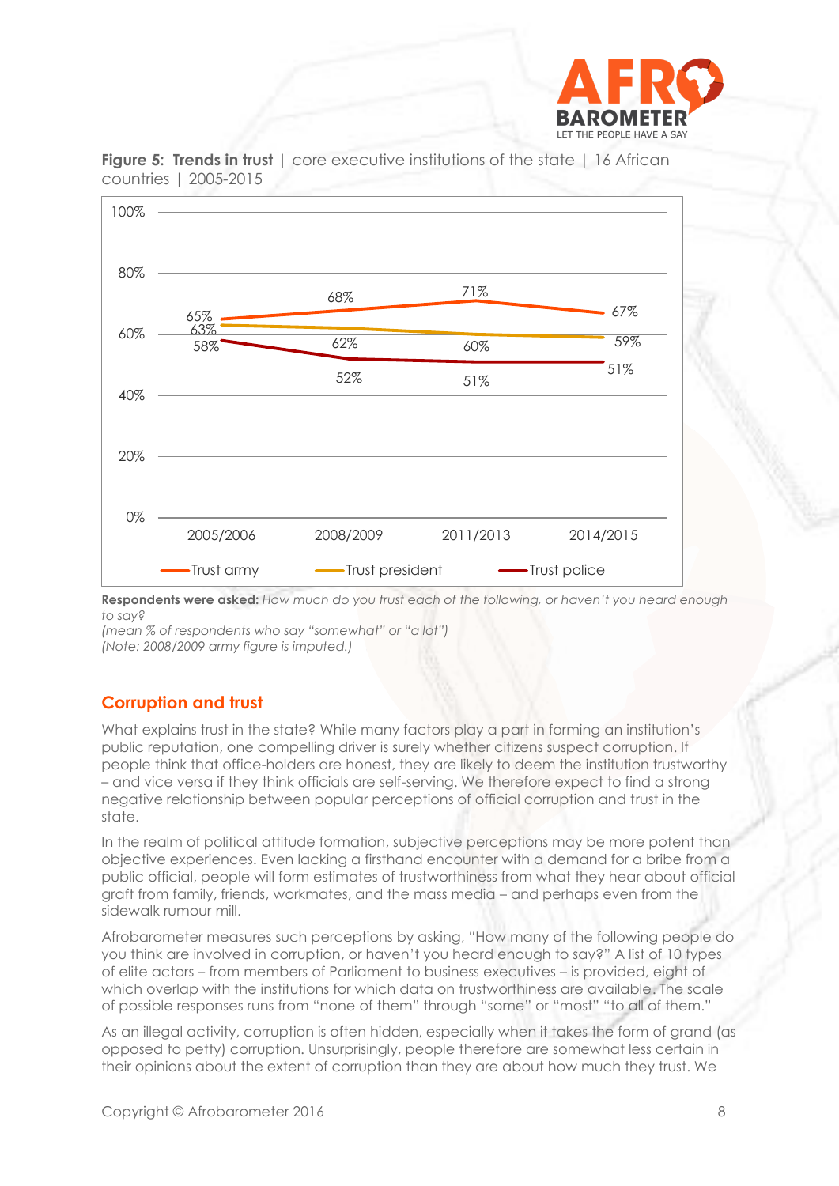**Figure 5: Trends in trust** | core executive institutions of the state | 16 African countries | 2005-2015

| | 2005/2006 | 2008/2009 | 2011/2013 | 2014/2015 |
|---|---|---|---|---|
| Trust army | 65% | 68% | 71% | 67% |
| Trust president | 63% | 62% | 60% | 59% |
| Trust police | 58% | 52% | 51% | 51% |

**Respondents were asked:** *How much do you trust each of the following, or haven't you heard enough to say?*

*(mean % of respondents who say "somewhat" or "a lot")*

*(Note: 2008/2009 army figure is imputed.)*

## Corruption and trust

What explains trust in the state? While many factors play a part in forming an institution's public reputation, one compelling driver is surely whether citizens suspect corruption. If people think that office-holders are honest, they are likely to deem the institution trustworthy – and vice versa if they think officials are self-serving. We therefore expect to find a strong negative relationship between popular perceptions of official corruption and trust in the state.

In the realm of political attitude formation, subjective perceptions may be more potent than objective experiences. Even lacking a firsthand encounter with a demand for a bribe from a public official, people will form estimates of trustworthiness from what they hear about official graft from family, friends, workmates, and the mass media – and perhaps even from the sidewalk rumour mill.

Afrobarometer measures such perceptions by asking, "How many of the following people do you think are involved in corruption, or haven't you heard enough to say?" A list of 10 types of elite actors – from members of Parliament to business executives – is provided, eight of which overlap with the institutions for which data on trustworthiness are available. The scale of possible responses runs from "none of them" through "some" or "most" "to all of them."

As an illegal activity, corruption is often hidden, especially when it takes the form of grand (as opposed to petty) corruption. Unsurprisingly, people therefore are somewhat less certain in their opinions about the extent of corruption than they are about how much they trust. We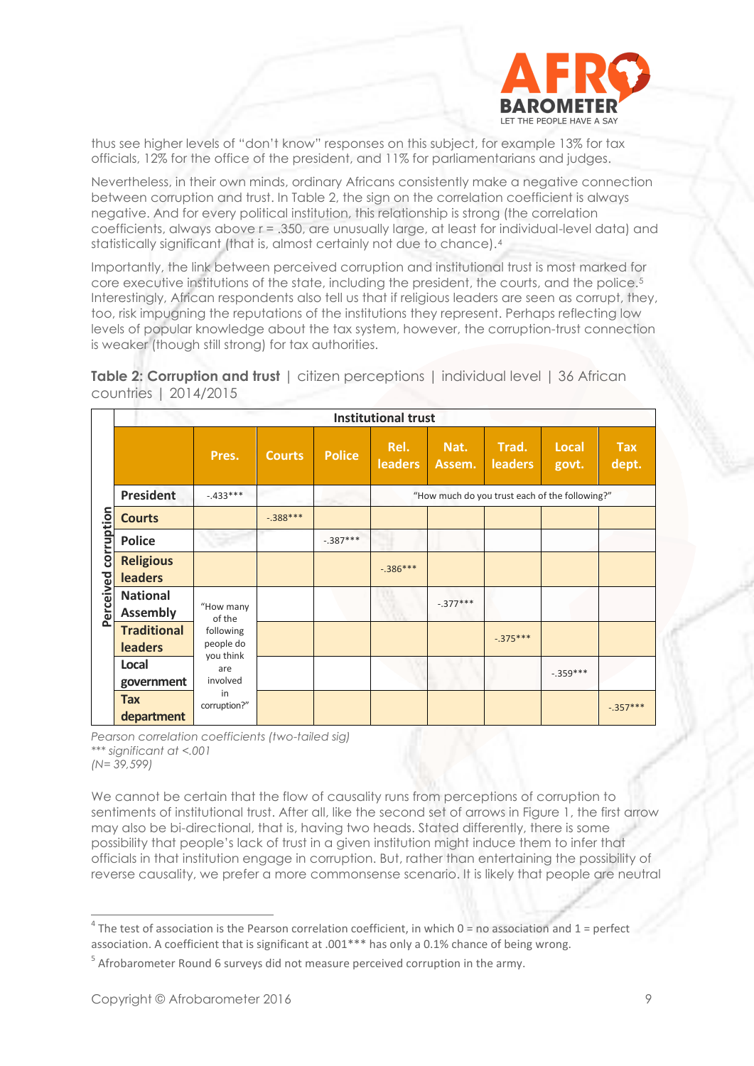thus see higher levels of "don't know" responses on this subject, for example 13% for tax officials, 12% for the office of the president, and 11% for parliamentarians and judges.

Nevertheless, in their own minds, ordinary Africans consistently make a negative connection between corruption and trust. In Table 2, the sign on the correlation coefficient is always negative. And for every political institution, this relationship is strong (the correlation coefficients, always above r = .350, are unusually large, at least for individual-level data) and statistically significant (that is, almost certainly not due to chance).[4]

Importantly, the link between perceived corruption and institutional trust is most marked for core executive institutions of the state, including the president, the courts, and the police.[5] Interestingly, African respondents also tell us that if religious leaders are seen as corrupt, they, too, risk impugning the reputations of the institutions they represent. Perhaps reflecting low levels of popular knowledge about the tax system, however, the corruption-trust connection is weaker (though still strong) for tax authorities.

**Table 2: Corruption and trust** | citizen perceptions | individual level | 36 African countries | 2014/2015

| Perceived corruption | Institutional trust | | | | | | | |
|---|---|---|---|---|---|---|---|---|
| | **Pres.** | **Courts** | **Police** | **Rel. leaders** | **Nat. Assem.** | **Trad. leaders** | **Local govt.** | **Tax dept.** |
| **President** | -.433*** | | | "How much do you trust each of the following?" | | | | |
| **Courts** | | -.388*** | | | | | | |
| **Police** | | | -.387*** | | | | | |
| **Religious leaders** | | | | -.386*** | | | | |
| **National Assembly** | "How many of the following people do you think are involved in corruption?" | | | | -.377*** | | | |
| **Traditional leaders** | | | | | | -.375*** | | |
| **Local government** | | | | | | | -.359*** | |
| **Tax department** | | | | | | | | -.357*** |

*Pearson correlation coefficients (two-tailed sig)*
*\*\*\* significant at <.001*
*(N= 39,599)*

We cannot be certain that the flow of causality runs from perceptions of corruption to sentiments of institutional trust. After all, like the second set of arrows in Figure 1, the first arrow may also be bi-directional, that is, having two heads. Stated differently, there is some possibility that people's lack of trust in a given institution might induce them to infer that officials in that institution engage in corruption. But, rather than entertaining the possibility of reverse causality, we prefer a more commonsense scenario. It is likely that people are neutral

---

[4] The test of association is the Pearson correlation coefficient, in which 0 = no association and 1 = perfect association. A coefficient that is significant at .001*** has only a 0.1% chance of being wrong.

[5] Afrobarometer Round 6 surveys did not measure perceived corruption in the army.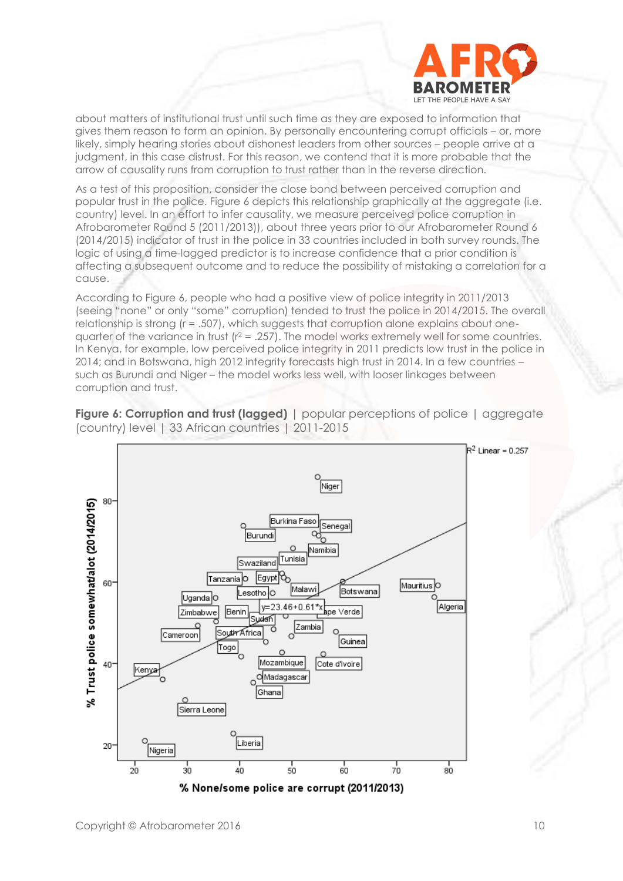about matters of institutional trust until such time as they are exposed to information that gives them reason to form an opinion. By personally encountering corrupt officials – or, more likely, simply hearing stories about dishonest leaders from other sources – people arrive at a judgment, in this case distrust. For this reason, we contend that it is more probable that the arrow of causality runs from corruption to trust rather than in the reverse direction.

As a test of this proposition, consider the close bond between perceived corruption and popular trust in the police. Figure 6 depicts this relationship graphically at the aggregate (i.e. country) level. In an effort to infer causality, we measure perceived police corruption in Afrobarometer Round 5 (2011/2013)), about three years prior to our Afrobarometer Round 6 (2014/2015) indicator of trust in the police in 33 countries included in both survey rounds. The logic of using a time-lagged predictor is to increase confidence that a prior condition is affecting a subsequent outcome and to reduce the possibility of mistaking a correlation for a cause.

According to Figure 6, people who had a positive view of police integrity in 2011/2013 (seeing "none" or only "some" corruption) tended to trust the police in 2014/2015. The overall relationship is strong (r = .507), which suggests that corruption alone explains about one-quarter of the variance in trust ($r^2$ = .257). The model works extremely well for some countries. In Kenya, for example, low perceived police integrity in 2011 predicts low trust in the police in 2014; and in Botswana, high 2012 integrity forecasts high trust in 2014. In a few countries – such as Burundi and Niger – the model works less well, with looser linkages between corruption and trust.

**Figure 6: Corruption and trust (lagged)** | popular perceptions of police | aggregate (country) level | 33 African countries | 2011-2015

Scatter plot: x-axis "% None/some police are corrupt (2011/2013)"; y-axis "% Trust police somewhat/alot (2014/2015)". Fit line: y=23.46+0.61*x; $R^2$ Linear = 0.257. Countries plotted: Niger, Burkina Faso, Senegal, Burundi, Namibia, Tunisia, Swaziland, Tanzania, Egypt, Malawi, Botswana, Mauritius, Lesotho, Uganda, Algeria, Zimbabwe, Benin, Cape Verde, Sudan, Zambia, Cameroon, South Africa, Guinea, Togo, Kenya, Mozambique, Cote d'Ivoire, Madagascar, Ghana, Sierra Leone, Liberia, Nigeria.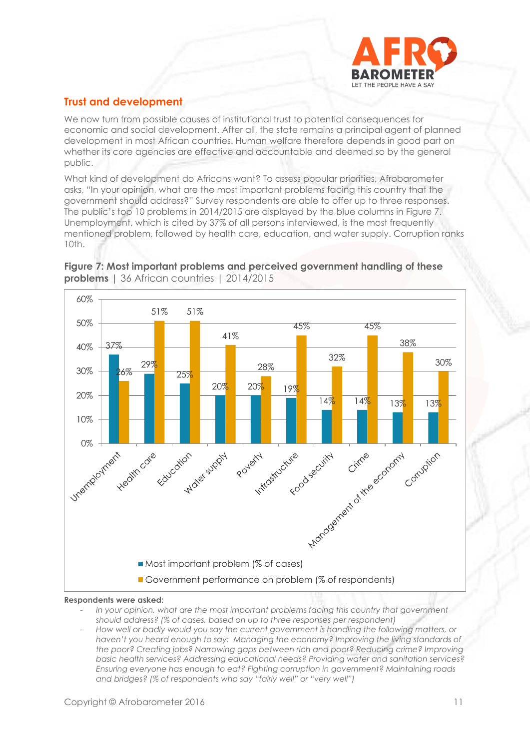## Trust and development

We now turn from possible causes of institutional trust to potential consequences for economic and social development. After all, the state remains a principal agent of planned development in most African countries. Human welfare therefore depends in good part on whether its core agencies are effective and accountable and deemed so by the general public.

What kind of development do Africans want? To assess popular priorities, Afrobarometer asks, "In your opinion, what are the most important problems facing this country that the government should address?" Survey respondents are able to offer up to three responses. The public's top 10 problems in 2014/2015 are displayed by the blue columns in Figure 7. Unemployment, which is cited by 37% of all persons interviewed, is the most frequently mentioned problem, followed by health care, education, and water supply. Corruption ranks 10th.

**Figure 7: Most important problems and perceived government handling of these problems** | 36 African countries | 2014/2015

| | Most important problem (% of cases) | Government performance on problem (% of respondents) |
|---|---|---|
| Unemployment | 37% | 26% |
| Health care | 29% | 51% |
| Education | 25% | 51% |
| Water supply | 20% | 41% |
| Poverty | 20% | 28% |
| Infrastructure | 19% | 45% |
| Food security | 14% | 32% |
| Crime | 14% | 45% |
| Management of the economy | 13% | 38% |
| Corruption | 13% | 30% |

**Respondents were asked:**

- *In your opinion, what are the most important problems facing this country that government should address? (% of cases, based on up to three responses per respondent)*
- *How well or badly would you say the current government is handling the following matters, or haven't you heard enough to say: Managing the economy? Improving the living standards of the poor? Creating jobs? Narrowing gaps between rich and poor? Reducing crime? Improving basic health services? Addressing educational needs? Providing water and sanitation services? Ensuring everyone has enough to eat? Fighting corruption in government? Maintaining roads and bridges? (% of respondents who say "fairly well" or "very well")*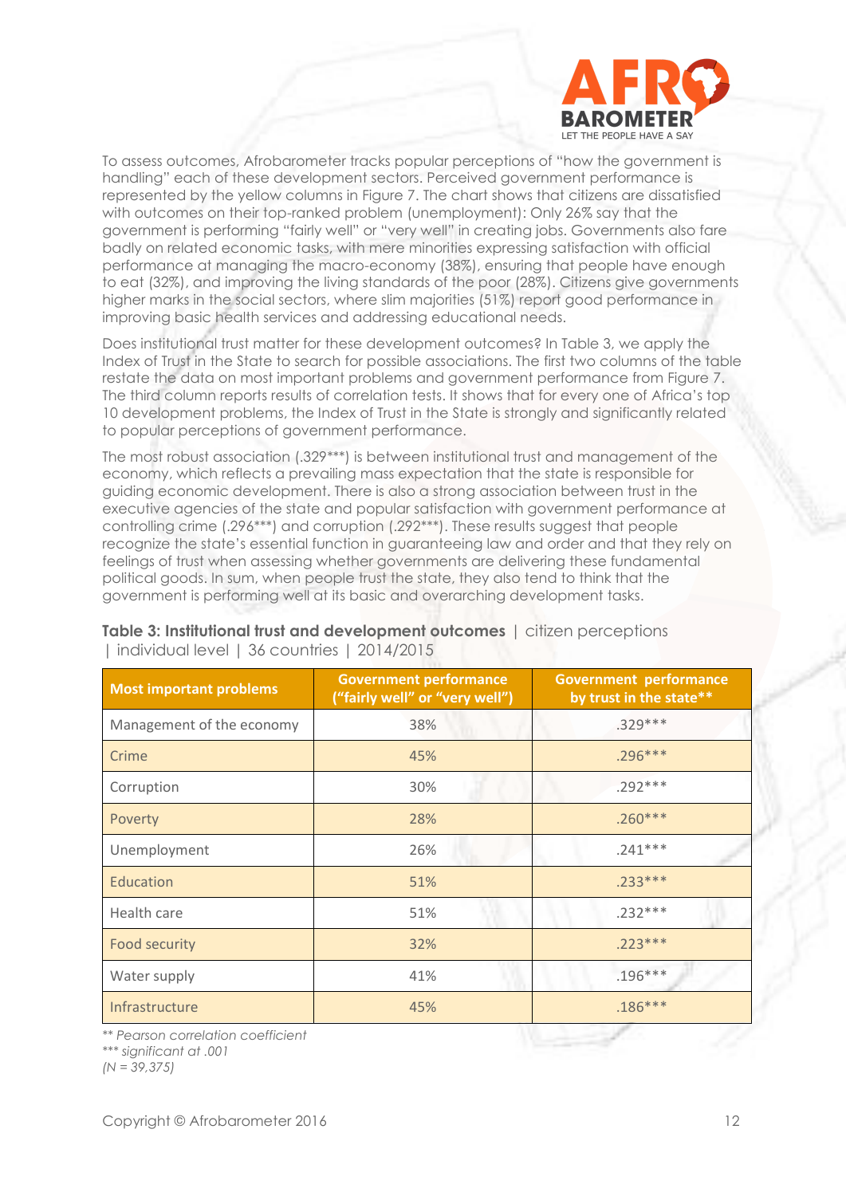To assess outcomes, Afrobarometer tracks popular perceptions of "how the government is handling" each of these development sectors. Perceived government performance is represented by the yellow columns in Figure 7. The chart shows that citizens are dissatisfied with outcomes on their top-ranked problem (unemployment): Only 26% say that the government is performing "fairly well" or "very well" in creating jobs. Governments also fare badly on related economic tasks, with mere minorities expressing satisfaction with official performance at managing the macro-economy (38%), ensuring that people have enough to eat (32%), and improving the living standards of the poor (28%). Citizens give governments higher marks in the social sectors, where slim majorities (51%) report good performance in improving basic health services and addressing educational needs.

Does institutional trust matter for these development outcomes? In Table 3, we apply the Index of Trust in the State to search for possible associations. The first two columns of the table restate the data on most important problems and government performance from Figure 7. The third column reports results of correlation tests. It shows that for every one of Africa's top 10 development problems, the Index of Trust in the State is strongly and significantly related to popular perceptions of government performance.

The most robust association (.329***) is between institutional trust and management of the economy, which reflects a prevailing mass expectation that the state is responsible for guiding economic development. There is also a strong association between trust in the executive agencies of the state and popular satisfaction with government performance at controlling crime (.296***) and corruption (.292***). These results suggest that people recognize the state's essential function in guaranteeing law and order and that they rely on feelings of trust when assessing whether governments are delivering these fundamental political goods. In sum, when people trust the state, they also tend to think that the government is performing well at its basic and overarching development tasks.

**Table 3: Institutional trust and development outcomes** | citizen perceptions | individual level | 36 countries | 2014/2015

| Most important problems | Government performance ("fairly well" or "very well") | Government performance by trust in the state** |
|---|---|---|
| Management of the economy | 38% | .329*** |
| Crime | 45% | .296*** |
| Corruption | 30% | .292*** |
| Poverty | 28% | .260*** |
| Unemployment | 26% | .241*** |
| Education | 51% | .233*** |
| Health care | 51% | .232*** |
| Food security | 32% | .223*** |
| Water supply | 41% | .196*** |
| Infrastructure | 45% | .186*** |

*** Pearson correlation coefficient*

**** significant at .001*

*(N = 39,375)*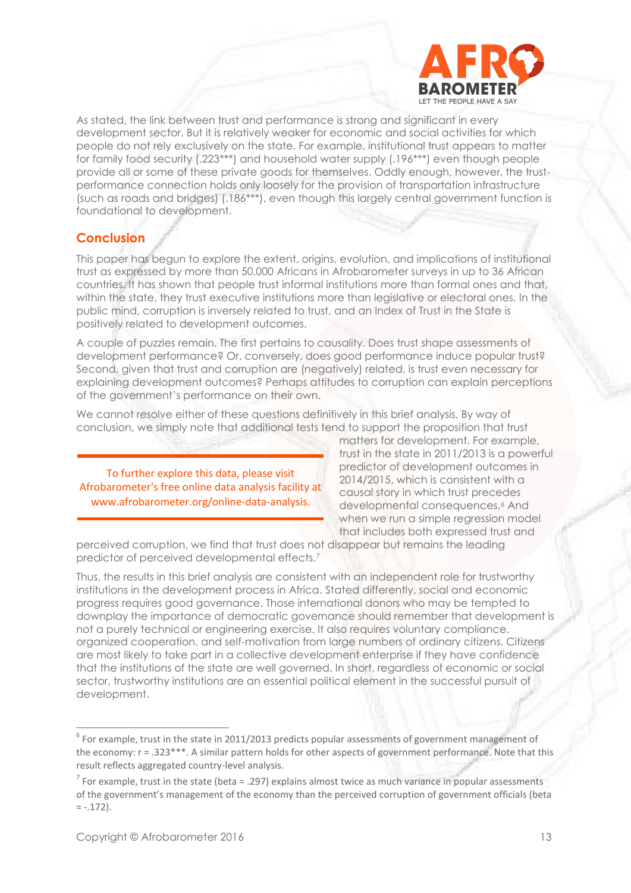As stated, the link between trust and performance is strong and significant in every development sector. But it is relatively weaker for economic and social activities for which people do not rely exclusively on the state. For example, institutional trust appears to matter for family food security (.223***) and household water supply (.196***) even though people provide all or some of these private goods for themselves. Oddly enough, however, the trust-performance connection holds only loosely for the provision of transportation infrastructure (such as roads and bridges) (.186***), even though this largely central government function is foundational to development.

## Conclusion

This paper has begun to explore the extent, origins, evolution, and implications of institutional trust as expressed by more than 50,000 Africans in Afrobarometer surveys in up to 36 African countries. It has shown that people trust informal institutions more than formal ones and that, within the state, they trust executive institutions more than legislative or electoral ones. In the public mind, corruption is inversely related to trust, and an Index of Trust in the State is positively related to development outcomes.

A couple of puzzles remain. The first pertains to causality. Does trust shape assessments of development performance? Or, conversely, does good performance induce popular trust? Second, given that trust and corruption are (negatively) related, is trust even necessary for explaining development outcomes? Perhaps attitudes to corruption can explain perceptions of the government's performance on their own.

We cannot resolve either of these questions definitively in this brief analysis. By way of conclusion, we simply note that additional tests tend to support the proposition that trust matters for development. For example, trust in the state in 2011/2013 is a powerful predictor of development outcomes in 2014/2015, which is consistent with a causal story in which trust precedes developmental consequences.[6] And when we run a simple regression model that includes both expressed trust and perceived corruption, we find that trust does not disappear but remains the leading predictor of perceived developmental effects.[7]

> To further explore this data, please visit Afrobarometer's free online data analysis facility at www.afrobarometer.org/online-data-analysis.

Thus, the results in this brief analysis are consistent with an independent role for trustworthy institutions in the development process in Africa. Stated differently, social and economic progress requires good governance. Those international donors who may be tempted to downplay the importance of democratic governance should remember that development is not a purely technical or engineering exercise. It also requires voluntary compliance, organized cooperation, and self-motivation from large numbers of ordinary citizens. Citizens are most likely to take part in a collective development enterprise if they have confidence that the institutions of the state are well governed. In short, regardless of economic or social sector, trustworthy institutions are an essential political element in the successful pursuit of development.

---

[6] For example, trust in the state in 2011/2013 predicts popular assessments of government management of the economy: r = .323***. A similar pattern holds for other aspects of government performance. Note that this result reflects aggregated country-level analysis.

[7] For example, trust in the state (beta = .297) explains almost twice as much variance in popular assessments of the government's management of the economy than the perceived corruption of government officials (beta = -.172).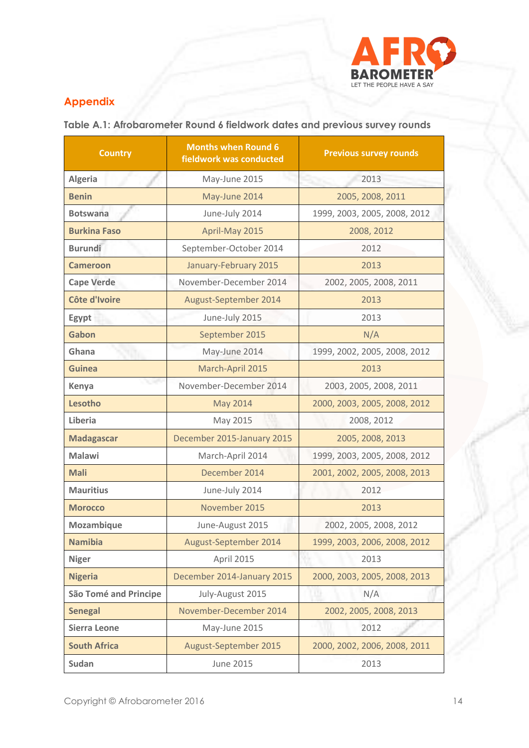## Appendix

**Table A.1: Afrobarometer Round 6 fieldwork dates and previous survey rounds**

| Country | Months when Round 6 fieldwork was conducted | Previous survey rounds |
|---|---|---|
| Algeria | May-June 2015 | 2013 |
| Benin | May-June 2014 | 2005, 2008, 2011 |
| Botswana | June-July 2014 | 1999, 2003, 2005, 2008, 2012 |
| Burkina Faso | April-May 2015 | 2008, 2012 |
| Burundi | September-October 2014 | 2012 |
| Cameroon | January-February 2015 | 2013 |
| Cape Verde | November-December 2014 | 2002, 2005, 2008, 2011 |
| Côte d'Ivoire | August-September 2014 | 2013 |
| Egypt | June-July 2015 | 2013 |
| Gabon | September 2015 | N/A |
| Ghana | May-June 2014 | 1999, 2002, 2005, 2008, 2012 |
| Guinea | March-April 2015 | 2013 |
| Kenya | November-December 2014 | 2003, 2005, 2008, 2011 |
| Lesotho | May 2014 | 2000, 2003, 2005, 2008, 2012 |
| Liberia | May 2015 | 2008, 2012 |
| Madagascar | December 2015-January 2015 | 2005, 2008, 2013 |
| Malawi | March-April 2014 | 1999, 2003, 2005, 2008, 2012 |
| Mali | December 2014 | 2001, 2002, 2005, 2008, 2013 |
| Mauritius | June-July 2014 | 2012 |
| Morocco | November 2015 | 2013 |
| Mozambique | June-August 2015 | 2002, 2005, 2008, 2012 |
| Namibia | August-September 2014 | 1999, 2003, 2006, 2008, 2012 |
| Niger | April 2015 | 2013 |
| Nigeria | December 2014-January 2015 | 2000, 2003, 2005, 2008, 2013 |
| São Tomé and Principe | July-August 2015 | N/A |
| Senegal | November-December 2014 | 2002, 2005, 2008, 2013 |
| Sierra Leone | May-June 2015 | 2012 |
| South Africa | August-September 2015 | 2000, 2002, 2006, 2008, 2011 |
| Sudan | June 2015 | 2013 |

Copyright © Afrobarometer 2016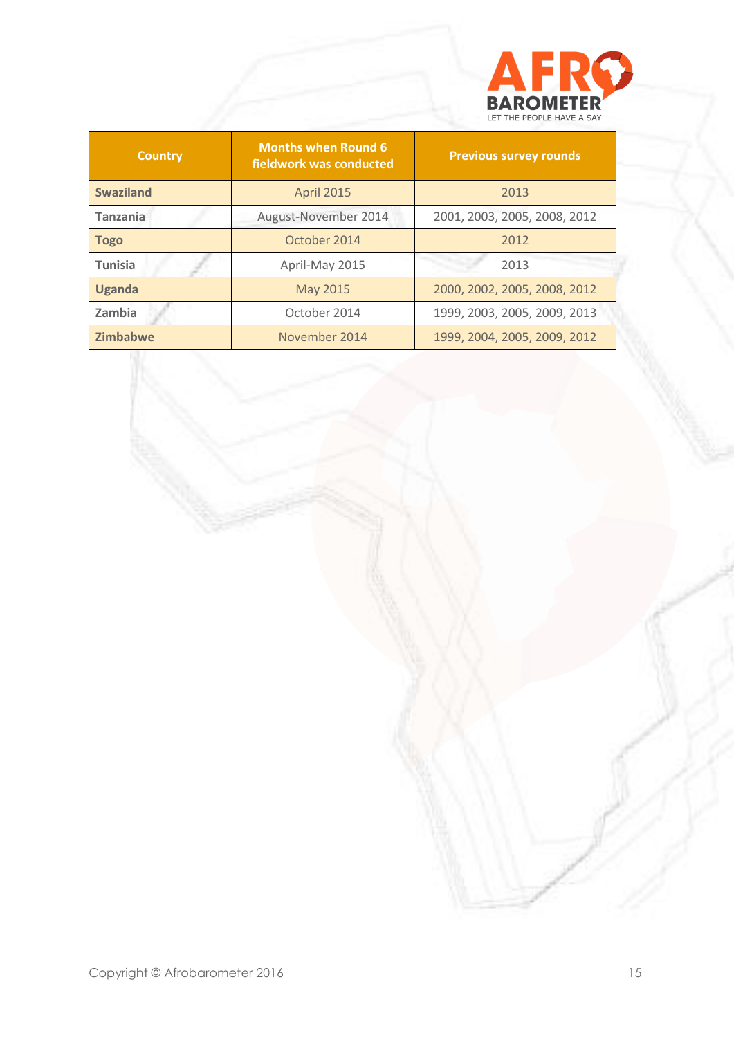| Country | Months when Round 6 fieldwork was conducted | Previous survey rounds |
|---|---|---|
| **Swaziland** | April 2015 | 2013 |
| **Tanzania** | August-November 2014 | 2001, 2003, 2005, 2008, 2012 |
| **Togo** | October 2014 | 2012 |
| **Tunisia** | April-May 2015 | 2013 |
| **Uganda** | May 2015 | 2000, 2002, 2005, 2008, 2012 |
| **Zambia** | October 2014 | 1999, 2003, 2005, 2009, 2013 |
| **Zimbabwe** | November 2014 | 1999, 2004, 2005, 2009, 2012 |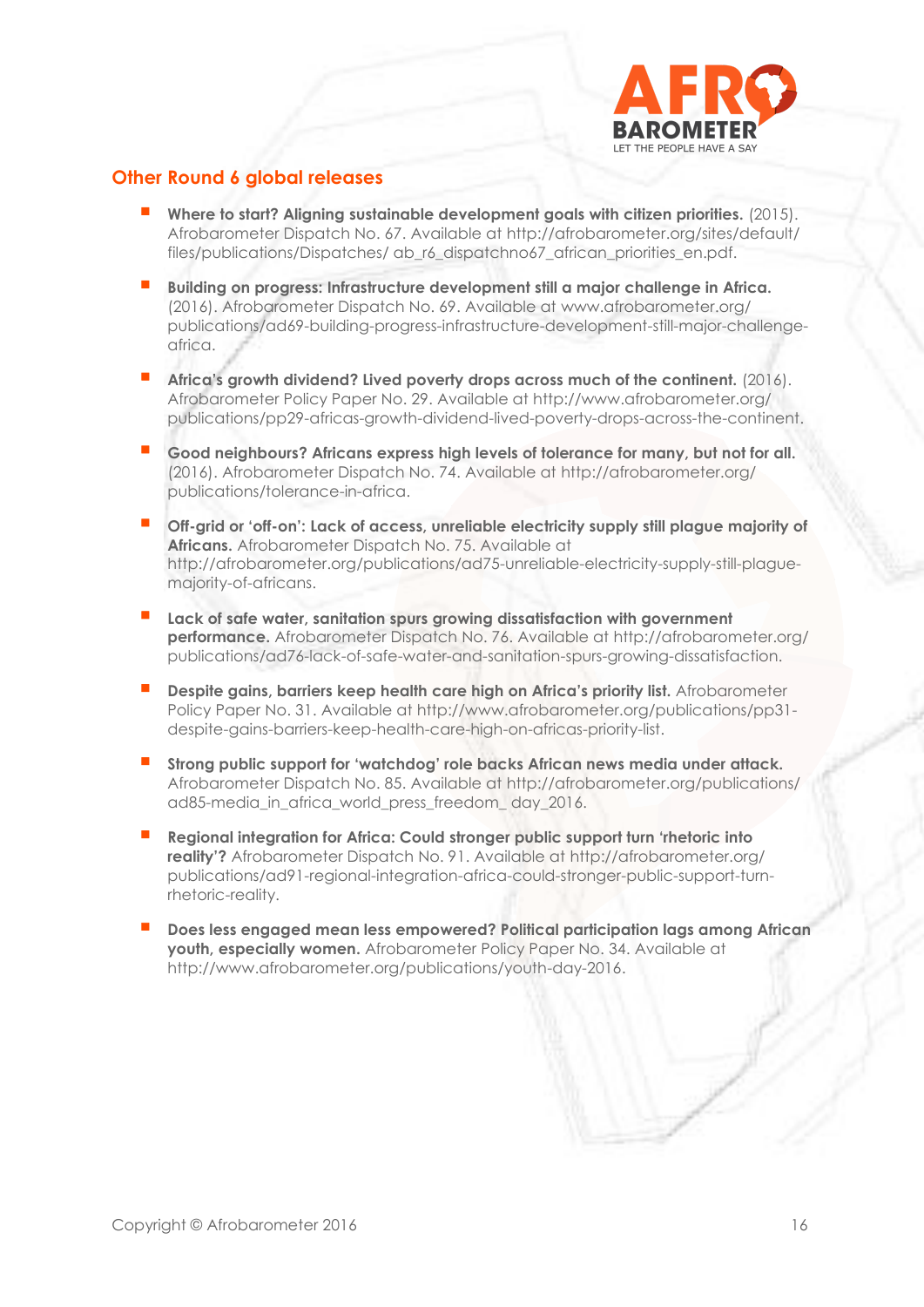## Other Round 6 global releases

- **Where to start? Aligning sustainable development goals with citizen priorities.** (2015). Afrobarometer Dispatch No. 67. Available at http://afrobarometer.org/sites/default/files/publications/Dispatches/ ab_r6_dispatchno67_african_priorities_en.pdf.
- **Building on progress: Infrastructure development still a major challenge in Africa.** (2016). Afrobarometer Dispatch No. 69. Available at www.afrobarometer.org/publications/ad69-building-progress-infrastructure-development-still-major-challenge-africa.
- **Africa's growth dividend? Lived poverty drops across much of the continent.** (2016). Afrobarometer Policy Paper No. 29. Available at http://www.afrobarometer.org/publications/pp29-africas-growth-dividend-lived-poverty-drops-across-the-continent.
- **Good neighbours? Africans express high levels of tolerance for many, but not for all.** (2016). Afrobarometer Dispatch No. 74. Available at http://afrobarometer.org/publications/tolerance-in-africa.
- **Off-grid or 'off-on': Lack of access, unreliable electricity supply still plague majority of Africans.** Afrobarometer Dispatch No. 75. Available at http://afrobarometer.org/publications/ad75-unreliable-electricity-supply-still-plague-majority-of-africans.
- **Lack of safe water, sanitation spurs growing dissatisfaction with government performance.** Afrobarometer Dispatch No. 76. Available at http://afrobarometer.org/publications/ad76-lack-of-safe-water-and-sanitation-spurs-growing-dissatisfaction.
- **Despite gains, barriers keep health care high on Africa's priority list.** Afrobarometer Policy Paper No. 31. Available at http://www.afrobarometer.org/publications/pp31-despite-gains-barriers-keep-health-care-high-on-africas-priority-list.
- **Strong public support for 'watchdog' role backs African news media under attack.** Afrobarometer Dispatch No. 85. Available at http://afrobarometer.org/publications/ad85-media_in_africa_world_press_freedom_ day_2016.
- **Regional integration for Africa: Could stronger public support turn 'rhetoric into reality'?** Afrobarometer Dispatch No. 91. Available at http://afrobarometer.org/publications/ad91-regional-integration-africa-could-stronger-public-support-turn-rhetoric-reality.
- **Does less engaged mean less empowered? Political participation lags among African youth, especially women.** Afrobarometer Policy Paper No. 34. Available at http://www.afrobarometer.org/publications/youth-day-2016.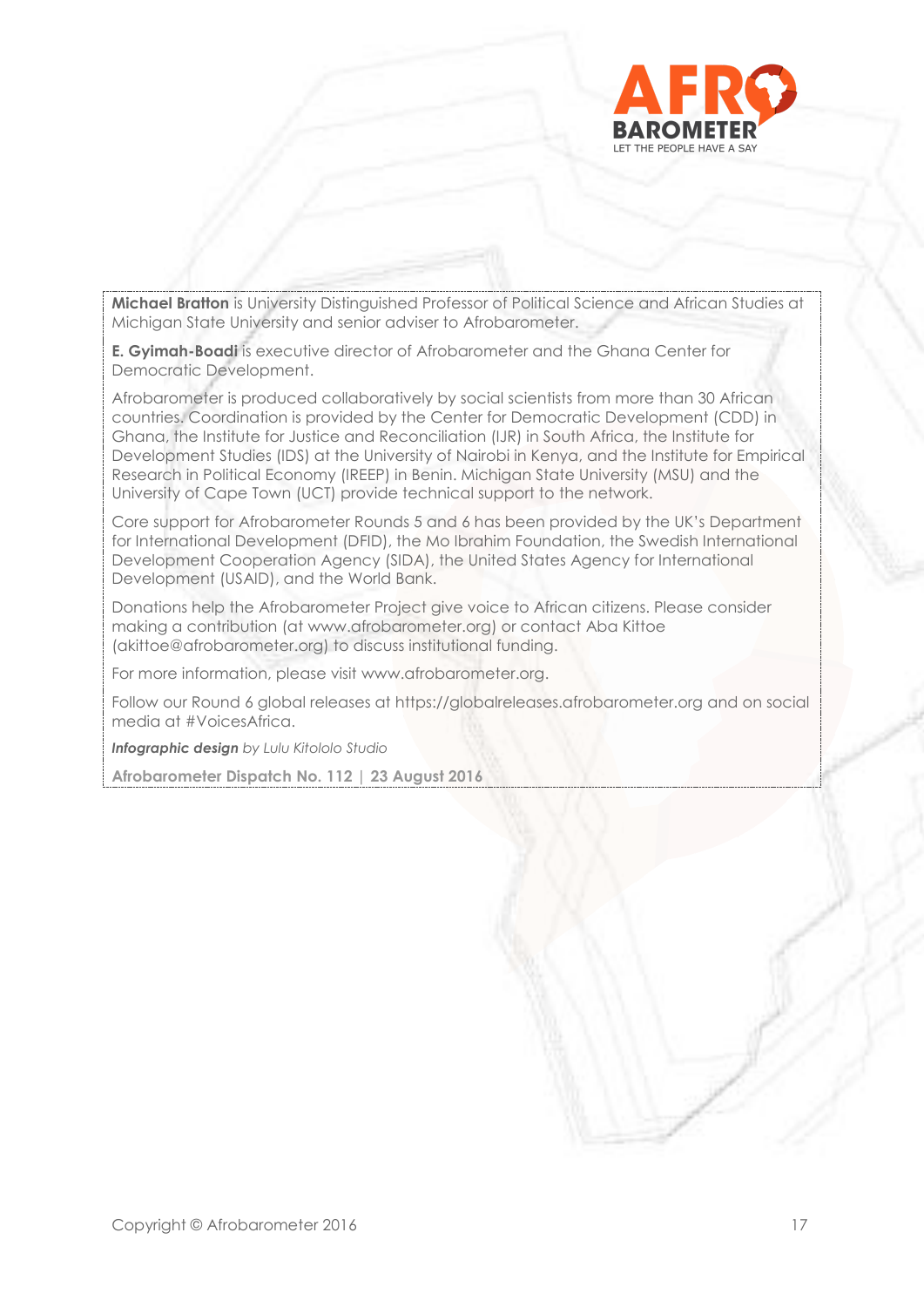**Michael Bratton** is University Distinguished Professor of Political Science and African Studies at Michigan State University and senior adviser to Afrobarometer.

**E. Gyimah-Boadi** is executive director of Afrobarometer and the Ghana Center for Democratic Development.

Afrobarometer is produced collaboratively by social scientists from more than 30 African countries. Coordination is provided by the Center for Democratic Development (CDD) in Ghana, the Institute for Justice and Reconciliation (IJR) in South Africa, the Institute for Development Studies (IDS) at the University of Nairobi in Kenya, and the Institute for Empirical Research in Political Economy (IREEP) in Benin. Michigan State University (MSU) and the University of Cape Town (UCT) provide technical support to the network.

Core support for Afrobarometer Rounds 5 and 6 has been provided by the UK's Department for International Development (DFID), the Mo Ibrahim Foundation, the Swedish International Development Cooperation Agency (SIDA), the United States Agency for International Development (USAID), and the World Bank.

Donations help the Afrobarometer Project give voice to African citizens. Please consider making a contribution (at www.afrobarometer.org) or contact Aba Kittoe (akittoe@afrobarometer.org) to discuss institutional funding.

For more information, please visit www.afrobarometer.org.

Follow our Round 6 global releases at https://globalreleases.afrobarometer.org and on social media at #VoicesAfrica.

***Infographic design*** *by Lulu Kitololo Studio*

**Afrobarometer Dispatch No. 112 | 23 August 2016**